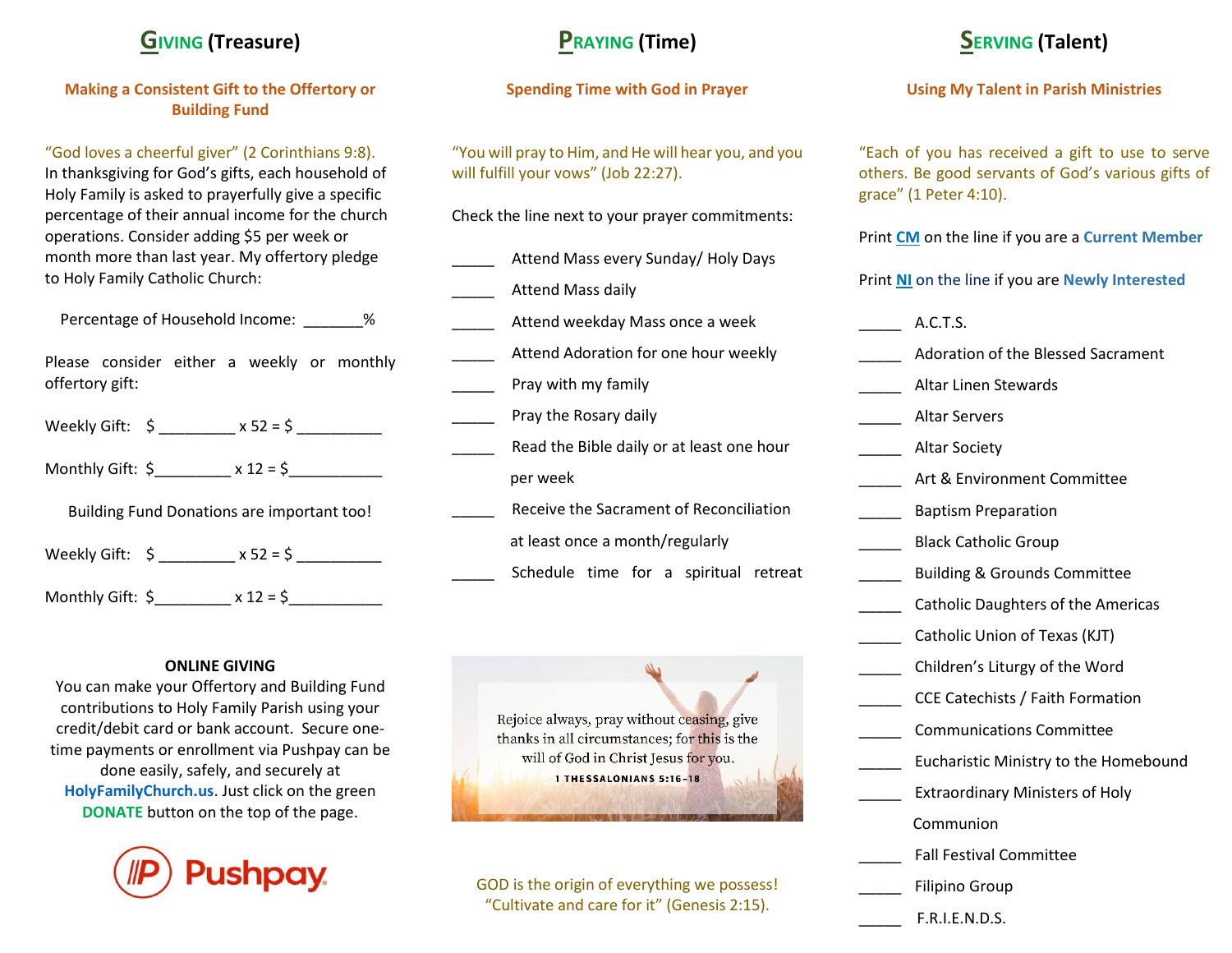## GIVING (Treasure)

**Making a Consistent Gift to the Offertory or Building Fund**

"God loves a cheerful giver" (2 Corinthians 9:8). In thanksgiving for God's gifts, each household of Holy Family is asked to prayerfully give a specific percentage of their annual income for the church operations. Consider adding $5 per week or month more than last year. My offertory pledge to Holy Family Catholic Church:

Percentage of Household Income: _______%

Please consider either a weekly or monthly offertory gift:

Weekly Gift: $ _________ x 52 = $ __________

Monthly Gift: $_________ x 12 = $___________

Building Fund Donations are important too!

Weekly Gift: $ _________ x 52 = $ __________

Monthly Gift: $_________ x 12 = $___________

**ONLINE GIVING**

You can make your Offertory and Building Fund contributions to Holy Family Parish using your credit/debit card or bank account. Secure one-time payments or enrollment via Pushpay can be done easily, safely, and securely at **HolyFamilyChurch.us**. Just click on the green **DONATE** button on the top of the page.

Pushpay

## PRAYING (Time)

**Spending Time with God in Prayer**

"You will pray to Him, and He will hear you, and you will fulfill your vows" (Job 22:27).

Check the line next to your prayer commitments:

_____ Attend Mass every Sunday/ Holy Days

_____ Attend Mass daily

_____ Attend weekday Mass once a week

_____ Attend Adoration for one hour weekly

_____ Pray with my family

_____ Pray the Rosary daily

_____ Read the Bible daily or at least one hour per week

_____ Receive the Sacrament of Reconciliation at least once a month/regularly

_____ Schedule time for a spiritual retreat

Rejoice always, pray without ceasing, give thanks in all circumstances; for this is the will of God in Christ Jesus for you.
1 THESSALONIANS 5:16-18

GOD is the origin of everything we possess!
"Cultivate and care for it" (Genesis 2:15).

## SERVING (Talent)

**Using My Talent in Parish Ministries**

"Each of you has received a gift to use to serve others. Be good servants of God's various gifts of grace" (1 Peter 4:10).

Print **CM** on the line if you are a **Current Member**

Print **NI** on the line if you are **Newly Interested**

_____ A.C.T.S.

_____ Adoration of the Blessed Sacrament

_____ Altar Linen Stewards

_____ Altar Servers

_____ Altar Society

_____ Art & Environment Committee

_____ Baptism Preparation

_____ Black Catholic Group

_____ Building & Grounds Committee

_____ Catholic Daughters of the Americas

_____ Catholic Union of Texas (KJT)

_____ Children's Liturgy of the Word

_____ CCE Catechists / Faith Formation

_____ Communications Committee

_____ Eucharistic Ministry to the Homebound

_____ Extraordinary Ministers of Holy Communion

_____ Fall Festival Committee

_____ Filipino Group

_____ F.R.I.E.N.D.S.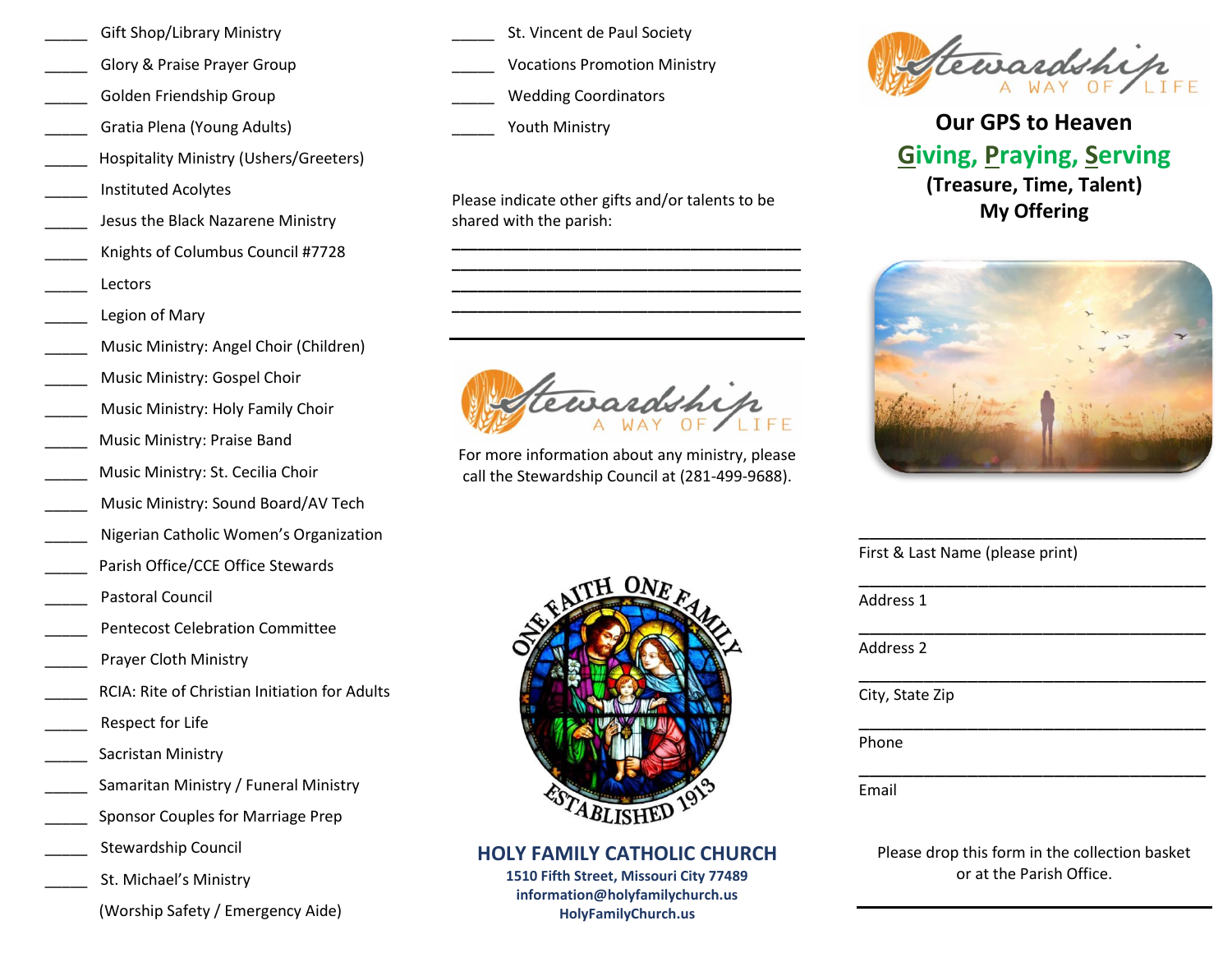_____ Gift Shop/Library Ministry

_____ Glory & Praise Prayer Group

_____ Golden Friendship Group

_____ Gratia Plena (Young Adults)

_____ Hospitality Ministry (Ushers/Greeters)

_____ Instituted Acolytes

_____ Jesus the Black Nazarene Ministry

_____ Knights of Columbus Council #7728

_____ Lectors

_____ Legion of Mary

_____ Music Ministry: Angel Choir (Children)

_____ Music Ministry: Gospel Choir

_____ Music Ministry: Holy Family Choir

_____ Music Ministry: Praise Band

_____ Music Ministry: St. Cecilia Choir

_____ Music Ministry: Sound Board/AV Tech

_____ Nigerian Catholic Women's Organization

_____ Parish Office/CCE Office Stewards

_____ Pastoral Council

_____ Pentecost Celebration Committee

_____ Prayer Cloth Ministry

_____ RCIA: Rite of Christian Initiation for Adults

_____ Respect for Life

_____ Sacristan Ministry

_____ Samaritan Ministry / Funeral Ministry

_____ Sponsor Couples for Marriage Prep

_____ Stewardship Council

_____ St. Michael's Ministry (Worship Safety / Emergency Aide)

_____ St. Vincent de Paul Society

_____ Vocations Promotion Ministry

_____ Wedding Coordinators

_____ Youth Ministry

Please indicate other gifts and/or talents to be shared with the parish:

_______________________________________

_______________________________________

_______________________________________

_______________________________________

Stewardship A WAY OF LIFE

For more information about any ministry, please call the Stewardship Council at (281-499-9688).

ONE FAITH ONE FAMILY ESTABLISHED 1913

**HOLY FAMILY CATHOLIC CHURCH**

**1510 Fifth Street, Missouri City 77489**

**information@holyfamilychurch.us**

**HolyFamilyChurch.us**

Stewardship A WAY OF LIFE

# Our GPS to Heaven

## Giving, Praying, Serving

**(Treasure, Time, Talent)**

**My Offering**

_______________________________________
First & Last Name (please print)

_______________________________________
Address 1

_______________________________________
Address 2

_______________________________________
City, State Zip

_______________________________________
Phone

_______________________________________
Email

Please drop this form in the collection basket or at the Parish Office.